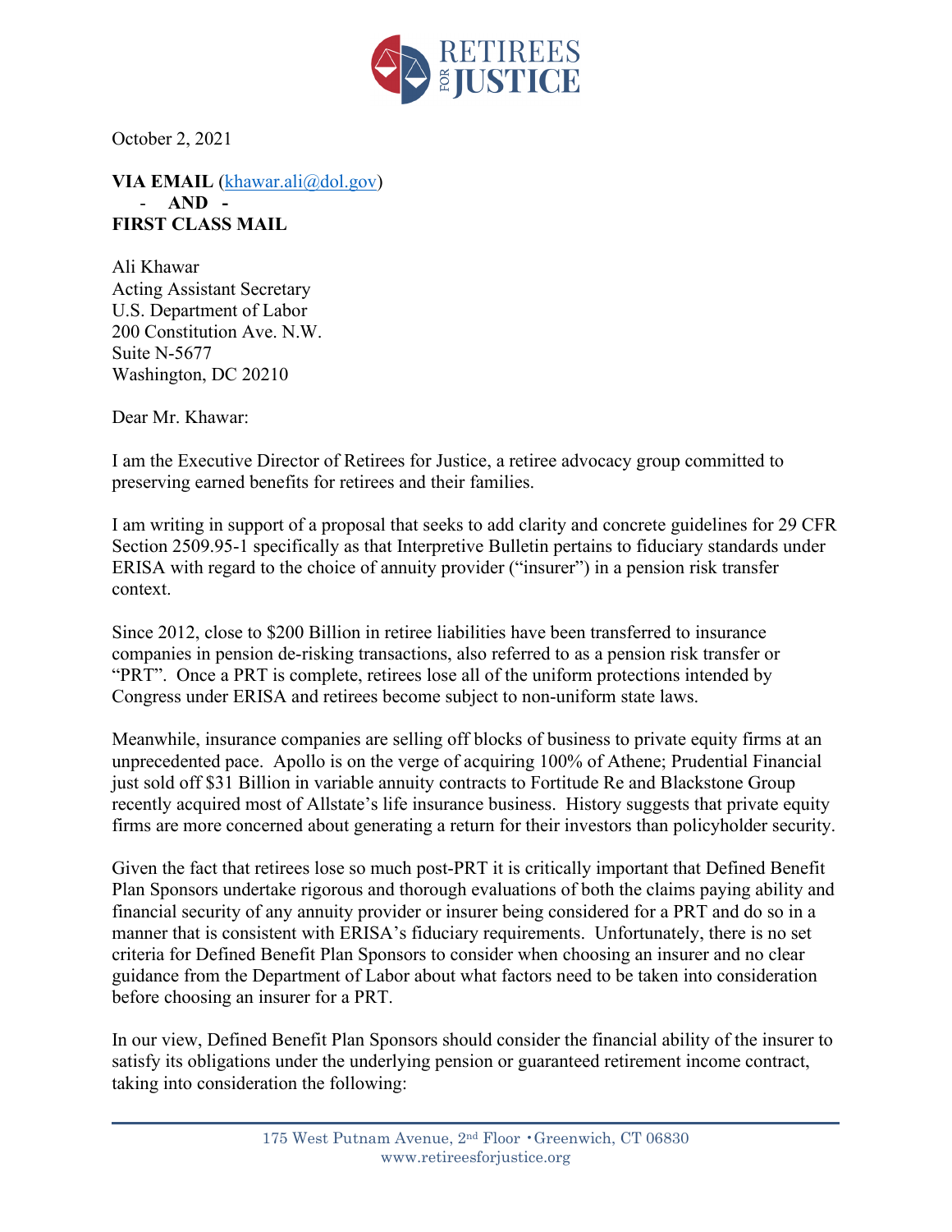October 2, 2021

**VIA EMAIL** (khawar.ali@dol.gov)
- **AND** -
**FIRST CLASS MAIL**

Ali Khawar
Acting Assistant Secretary
U.S. Department of Labor
200 Constitution Ave. N.W.
Suite N-5677
Washington, DC 20210

Dear Mr. Khawar:

I am the Executive Director of Retirees for Justice, a retiree advocacy group committed to preserving earned benefits for retirees and their families.

I am writing in support of a proposal that seeks to add clarity and concrete guidelines for 29 CFR Section 2509.95-1 specifically as that Interpretive Bulletin pertains to fiduciary standards under ERISA with regard to the choice of annuity provider ("insurer") in a pension risk transfer context.

Since 2012, close to $200 Billion in retiree liabilities have been transferred to insurance companies in pension de-risking transactions, also referred to as a pension risk transfer or "PRT". Once a PRT is complete, retirees lose all of the uniform protections intended by Congress under ERISA and retirees become subject to non-uniform state laws.

Meanwhile, insurance companies are selling off blocks of business to private equity firms at an unprecedented pace. Apollo is on the verge of acquiring 100% of Athene; Prudential Financial just sold off $31 Billion in variable annuity contracts to Fortitude Re and Blackstone Group recently acquired most of Allstate's life insurance business. History suggests that private equity firms are more concerned about generating a return for their investors than policyholder security.

Given the fact that retirees lose so much post-PRT it is critically important that Defined Benefit Plan Sponsors undertake rigorous and thorough evaluations of both the claims paying ability and financial security of any annuity provider or insurer being considered for a PRT and do so in a manner that is consistent with ERISA's fiduciary requirements. Unfortunately, there is no set criteria for Defined Benefit Plan Sponsors to consider when choosing an insurer and no clear guidance from the Department of Labor about what factors need to be taken into consideration before choosing an insurer for a PRT.

In our view, Defined Benefit Plan Sponsors should consider the financial ability of the insurer to satisfy its obligations under the underlying pension or guaranteed retirement income contract, taking into consideration the following: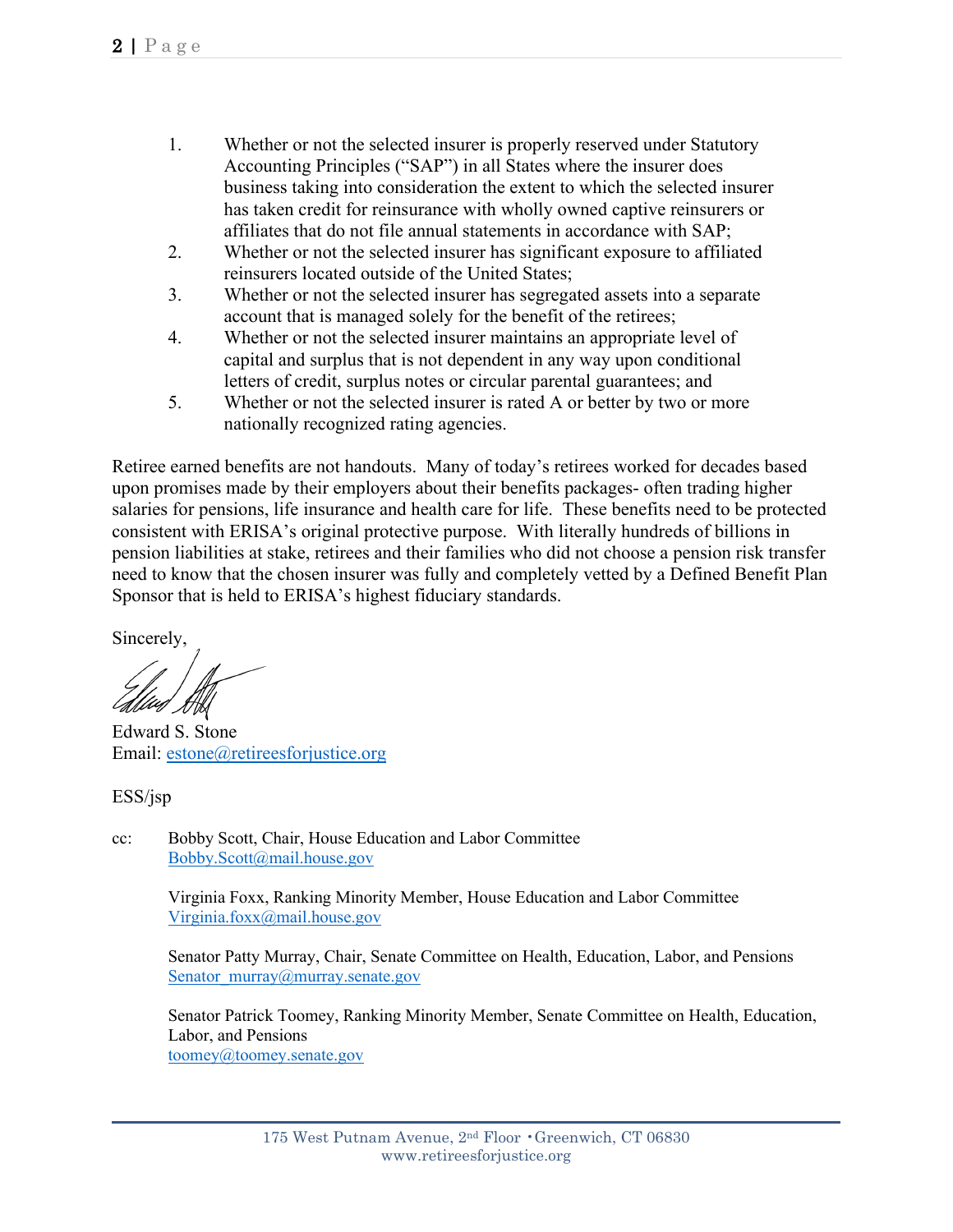1. Whether or not the selected insurer is properly reserved under Statutory Accounting Principles ("SAP") in all States where the insurer does business taking into consideration the extent to which the selected insurer has taken credit for reinsurance with wholly owned captive reinsurers or affiliates that do not file annual statements in accordance with SAP;
2. Whether or not the selected insurer has significant exposure to affiliated reinsurers located outside of the United States;
3. Whether or not the selected insurer has segregated assets into a separate account that is managed solely for the benefit of the retirees;
4. Whether or not the selected insurer maintains an appropriate level of capital and surplus that is not dependent in any way upon conditional letters of credit, surplus notes or circular parental guarantees; and
5. Whether or not the selected insurer is rated A or better by two or more nationally recognized rating agencies.

Retiree earned benefits are not handouts. Many of today's retirees worked for decades based upon promises made by their employers about their benefits packages- often trading higher salaries for pensions, life insurance and health care for life. These benefits need to be protected consistent with ERISA's original protective purpose. With literally hundreds of billions in pension liabilities at stake, retirees and their families who did not choose a pension risk transfer need to know that the chosen insurer was fully and completely vetted by a Defined Benefit Plan Sponsor that is held to ERISA's highest fiduciary standards.

Sincerely,

Edward S. Stone
Email: estone@retireesforjustice.org

ESS/jsp

cc: Bobby Scott, Chair, House Education and Labor Committee
Bobby.Scott@mail.house.gov

Virginia Foxx, Ranking Minority Member, House Education and Labor Committee
Virginia.foxx@mail.house.gov

Senator Patty Murray, Chair, Senate Committee on Health, Education, Labor, and Pensions
Senator_murray@murray.senate.gov

Senator Patrick Toomey, Ranking Minority Member, Senate Committee on Health, Education, Labor, and Pensions
toomey@toomey.senate.gov

175 West Putnam Avenue, 2nd Floor • Greenwich, CT 06830
www.retireesforjustice.org